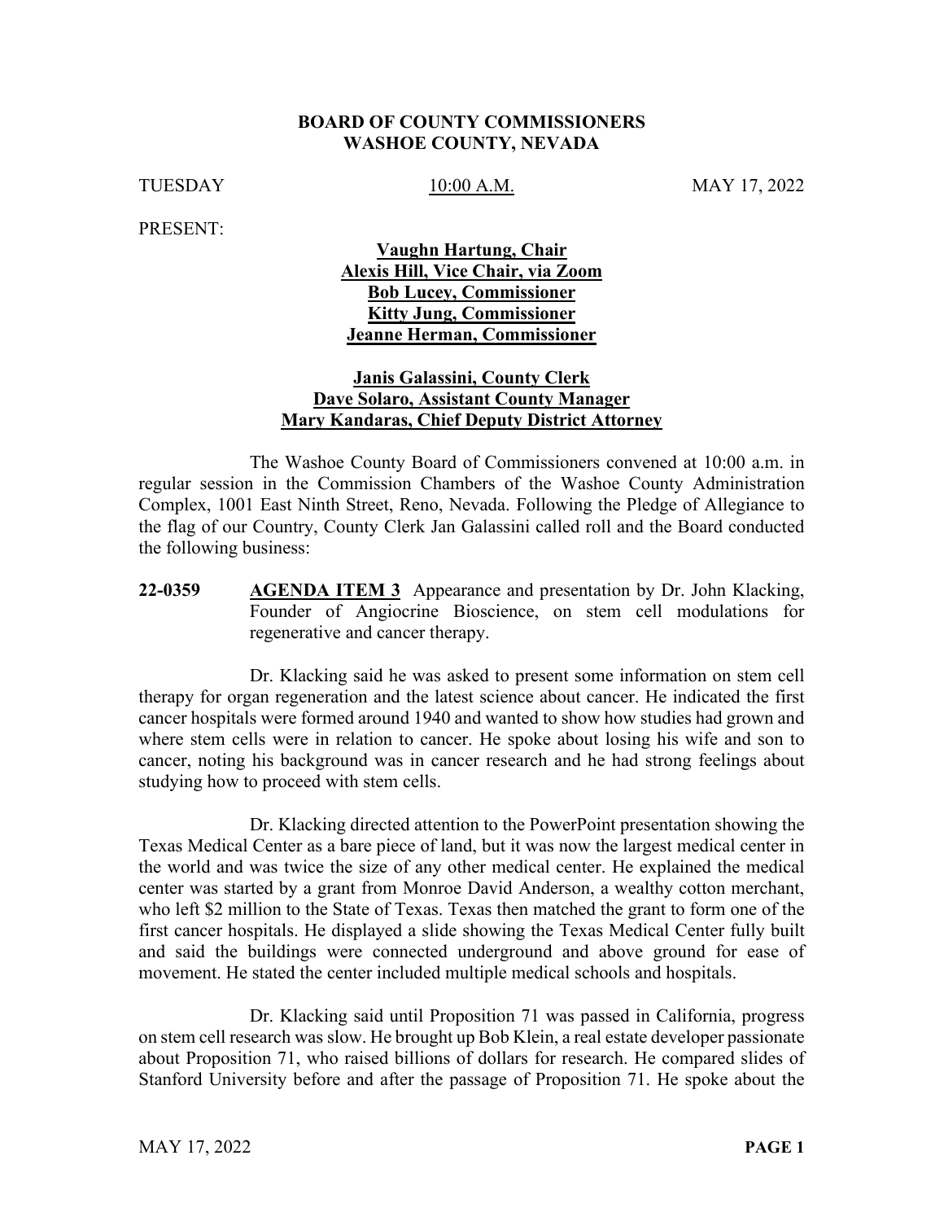**BOARD OF COUNTY COMMISSIONERS**
**WASHOE COUNTY, NEVADA**

TUESDAY 10:00 A.M. MAY 17, 2022

PRESENT:

**Vaughn Hartung, Chair**
**Alexis Hill, Vice Chair, via Zoom**
**Bob Lucey, Commissioner**
**Kitty Jung, Commissioner**
**Jeanne Herman, Commissioner**

**Janis Galassini, County Clerk**
**Dave Solaro, Assistant County Manager**
**Mary Kandaras, Chief Deputy District Attorney**

The Washoe County Board of Commissioners convened at 10:00 a.m. in regular session in the Commission Chambers of the Washoe County Administration Complex, 1001 East Ninth Street, Reno, Nevada. Following the Pledge of Allegiance to the flag of our Country, County Clerk Jan Galassini called roll and the Board conducted the following business:

**22-0359** **AGENDA ITEM 3** Appearance and presentation by Dr. John Klacking, Founder of Angiocrine Bioscience, on stem cell modulations for regenerative and cancer therapy.

Dr. Klacking said he was asked to present some information on stem cell therapy for organ regeneration and the latest science about cancer. He indicated the first cancer hospitals were formed around 1940 and wanted to show how studies had grown and where stem cells were in relation to cancer. He spoke about losing his wife and son to cancer, noting his background was in cancer research and he had strong feelings about studying how to proceed with stem cells.

Dr. Klacking directed attention to the PowerPoint presentation showing the Texas Medical Center as a bare piece of land, but it was now the largest medical center in the world and was twice the size of any other medical center. He explained the medical center was started by a grant from Monroe David Anderson, a wealthy cotton merchant, who left $2 million to the State of Texas. Texas then matched the grant to form one of the first cancer hospitals. He displayed a slide showing the Texas Medical Center fully built and said the buildings were connected underground and above ground for ease of movement. He stated the center included multiple medical schools and hospitals.

Dr. Klacking said until Proposition 71 was passed in California, progress on stem cell research was slow. He brought up Bob Klein, a real estate developer passionate about Proposition 71, who raised billions of dollars for research. He compared slides of Stanford University before and after the passage of Proposition 71. He spoke about the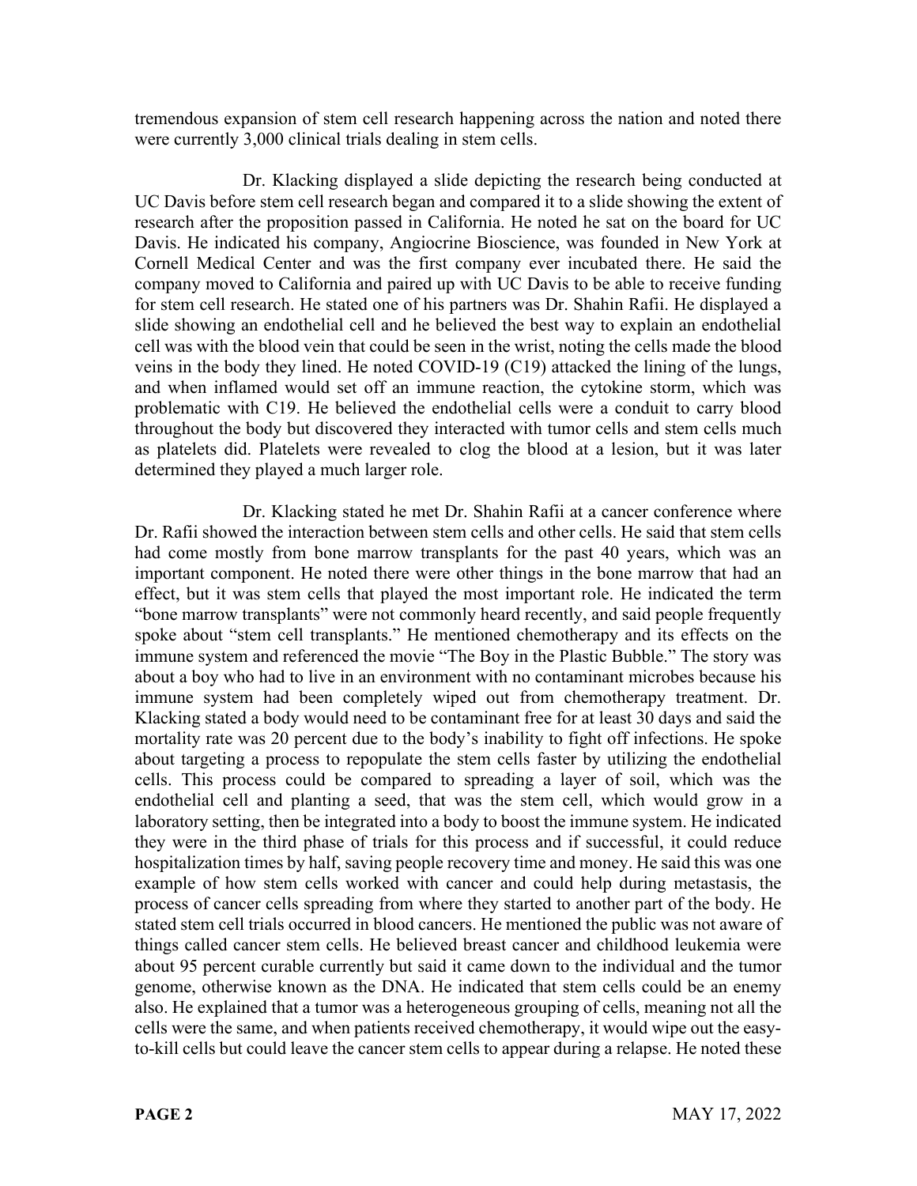tremendous expansion of stem cell research happening across the nation and noted there were currently 3,000 clinical trials dealing in stem cells.

Dr. Klacking displayed a slide depicting the research being conducted at UC Davis before stem cell research began and compared it to a slide showing the extent of research after the proposition passed in California. He noted he sat on the board for UC Davis. He indicated his company, Angiocrine Bioscience, was founded in New York at Cornell Medical Center and was the first company ever incubated there. He said the company moved to California and paired up with UC Davis to be able to receive funding for stem cell research. He stated one of his partners was Dr. Shahin Rafii. He displayed a slide showing an endothelial cell and he believed the best way to explain an endothelial cell was with the blood vein that could be seen in the wrist, noting the cells made the blood veins in the body they lined. He noted COVID-19 (C19) attacked the lining of the lungs, and when inflamed would set off an immune reaction, the cytokine storm, which was problematic with C19. He believed the endothelial cells were a conduit to carry blood throughout the body but discovered they interacted with tumor cells and stem cells much as platelets did. Platelets were revealed to clog the blood at a lesion, but it was later determined they played a much larger role.

Dr. Klacking stated he met Dr. Shahin Rafii at a cancer conference where Dr. Rafii showed the interaction between stem cells and other cells. He said that stem cells had come mostly from bone marrow transplants for the past 40 years, which was an important component. He noted there were other things in the bone marrow that had an effect, but it was stem cells that played the most important role. He indicated the term "bone marrow transplants" were not commonly heard recently, and said people frequently spoke about "stem cell transplants." He mentioned chemotherapy and its effects on the immune system and referenced the movie "The Boy in the Plastic Bubble." The story was about a boy who had to live in an environment with no contaminant microbes because his immune system had been completely wiped out from chemotherapy treatment. Dr. Klacking stated a body would need to be contaminant free for at least 30 days and said the mortality rate was 20 percent due to the body's inability to fight off infections. He spoke about targeting a process to repopulate the stem cells faster by utilizing the endothelial cells. This process could be compared to spreading a layer of soil, which was the endothelial cell and planting a seed, that was the stem cell, which would grow in a laboratory setting, then be integrated into a body to boost the immune system. He indicated they were in the third phase of trials for this process and if successful, it could reduce hospitalization times by half, saving people recovery time and money. He said this was one example of how stem cells worked with cancer and could help during metastasis, the process of cancer cells spreading from where they started to another part of the body. He stated stem cell trials occurred in blood cancers. He mentioned the public was not aware of things called cancer stem cells. He believed breast cancer and childhood leukemia were about 95 percent curable currently but said it came down to the individual and the tumor genome, otherwise known as the DNA. He indicated that stem cells could be an enemy also. He explained that a tumor was a heterogeneous grouping of cells, meaning not all the cells were the same, and when patients received chemotherapy, it would wipe out the easy-to-kill cells but could leave the cancer stem cells to appear during a relapse. He noted these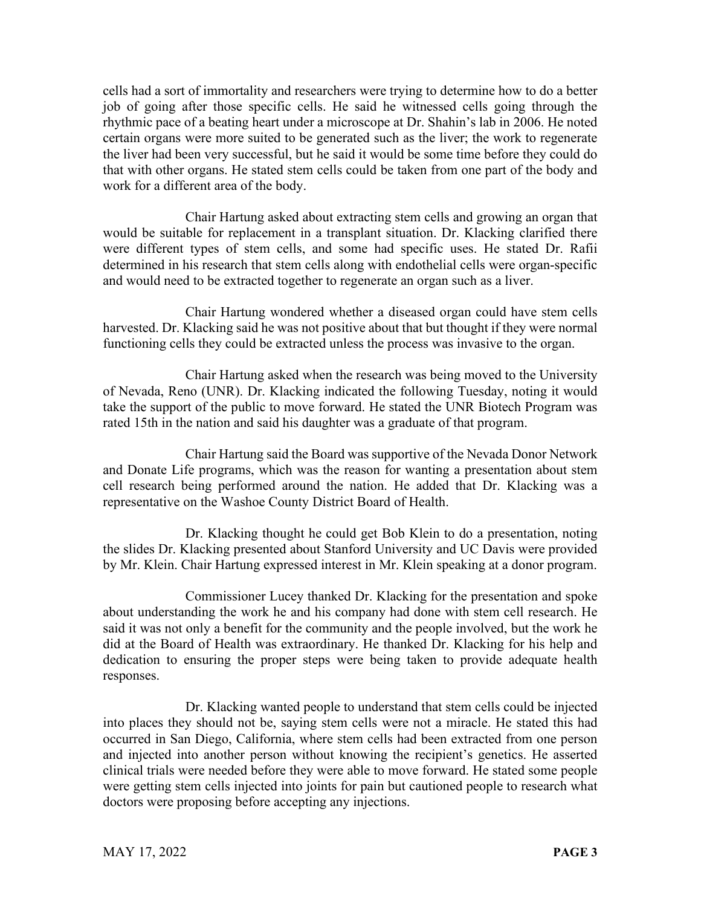cells had a sort of immortality and researchers were trying to determine how to do a better job of going after those specific cells. He said he witnessed cells going through the rhythmic pace of a beating heart under a microscope at Dr. Shahin's lab in 2006. He noted certain organs were more suited to be generated such as the liver; the work to regenerate the liver had been very successful, but he said it would be some time before they could do that with other organs. He stated stem cells could be taken from one part of the body and work for a different area of the body.

Chair Hartung asked about extracting stem cells and growing an organ that would be suitable for replacement in a transplant situation. Dr. Klacking clarified there were different types of stem cells, and some had specific uses. He stated Dr. Rafii determined in his research that stem cells along with endothelial cells were organ-specific and would need to be extracted together to regenerate an organ such as a liver.

Chair Hartung wondered whether a diseased organ could have stem cells harvested. Dr. Klacking said he was not positive about that but thought if they were normal functioning cells they could be extracted unless the process was invasive to the organ.

Chair Hartung asked when the research was being moved to the University of Nevada, Reno (UNR). Dr. Klacking indicated the following Tuesday, noting it would take the support of the public to move forward. He stated the UNR Biotech Program was rated 15th in the nation and said his daughter was a graduate of that program.

Chair Hartung said the Board was supportive of the Nevada Donor Network and Donate Life programs, which was the reason for wanting a presentation about stem cell research being performed around the nation. He added that Dr. Klacking was a representative on the Washoe County District Board of Health.

Dr. Klacking thought he could get Bob Klein to do a presentation, noting the slides Dr. Klacking presented about Stanford University and UC Davis were provided by Mr. Klein. Chair Hartung expressed interest in Mr. Klein speaking at a donor program.

Commissioner Lucey thanked Dr. Klacking for the presentation and spoke about understanding the work he and his company had done with stem cell research. He said it was not only a benefit for the community and the people involved, but the work he did at the Board of Health was extraordinary. He thanked Dr. Klacking for his help and dedication to ensuring the proper steps were being taken to provide adequate health responses.

Dr. Klacking wanted people to understand that stem cells could be injected into places they should not be, saying stem cells were not a miracle. He stated this had occurred in San Diego, California, where stem cells had been extracted from one person and injected into another person without knowing the recipient's genetics. He asserted clinical trials were needed before they were able to move forward. He stated some people were getting stem cells injected into joints for pain but cautioned people to research what doctors were proposing before accepting any injections.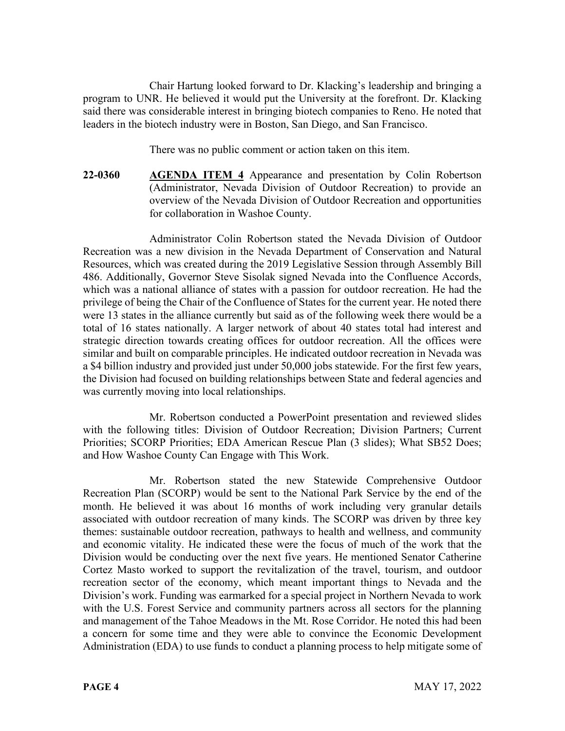Chair Hartung looked forward to Dr. Klacking's leadership and bringing a program to UNR. He believed it would put the University at the forefront. Dr. Klacking said there was considerable interest in bringing biotech companies to Reno. He noted that leaders in the biotech industry were in Boston, San Diego, and San Francisco.

There was no public comment or action taken on this item.

**22-0360** **AGENDA ITEM 4** Appearance and presentation by Colin Robertson (Administrator, Nevada Division of Outdoor Recreation) to provide an overview of the Nevada Division of Outdoor Recreation and opportunities for collaboration in Washoe County.

Administrator Colin Robertson stated the Nevada Division of Outdoor Recreation was a new division in the Nevada Department of Conservation and Natural Resources, which was created during the 2019 Legislative Session through Assembly Bill 486. Additionally, Governor Steve Sisolak signed Nevada into the Confluence Accords, which was a national alliance of states with a passion for outdoor recreation. He had the privilege of being the Chair of the Confluence of States for the current year. He noted there were 13 states in the alliance currently but said as of the following week there would be a total of 16 states nationally. A larger network of about 40 states total had interest and strategic direction towards creating offices for outdoor recreation. All the offices were similar and built on comparable principles. He indicated outdoor recreation in Nevada was a $4 billion industry and provided just under 50,000 jobs statewide. For the first few years, the Division had focused on building relationships between State and federal agencies and was currently moving into local relationships.

Mr. Robertson conducted a PowerPoint presentation and reviewed slides with the following titles: Division of Outdoor Recreation; Division Partners; Current Priorities; SCORP Priorities; EDA American Rescue Plan (3 slides); What SB52 Does; and How Washoe County Can Engage with This Work.

Mr. Robertson stated the new Statewide Comprehensive Outdoor Recreation Plan (SCORP) would be sent to the National Park Service by the end of the month. He believed it was about 16 months of work including very granular details associated with outdoor recreation of many kinds. The SCORP was driven by three key themes: sustainable outdoor recreation, pathways to health and wellness, and community and economic vitality. He indicated these were the focus of much of the work that the Division would be conducting over the next five years. He mentioned Senator Catherine Cortez Masto worked to support the revitalization of the travel, tourism, and outdoor recreation sector of the economy, which meant important things to Nevada and the Division's work. Funding was earmarked for a special project in Northern Nevada to work with the U.S. Forest Service and community partners across all sectors for the planning and management of the Tahoe Meadows in the Mt. Rose Corridor. He noted this had been a concern for some time and they were able to convince the Economic Development Administration (EDA) to use funds to conduct a planning process to help mitigate some of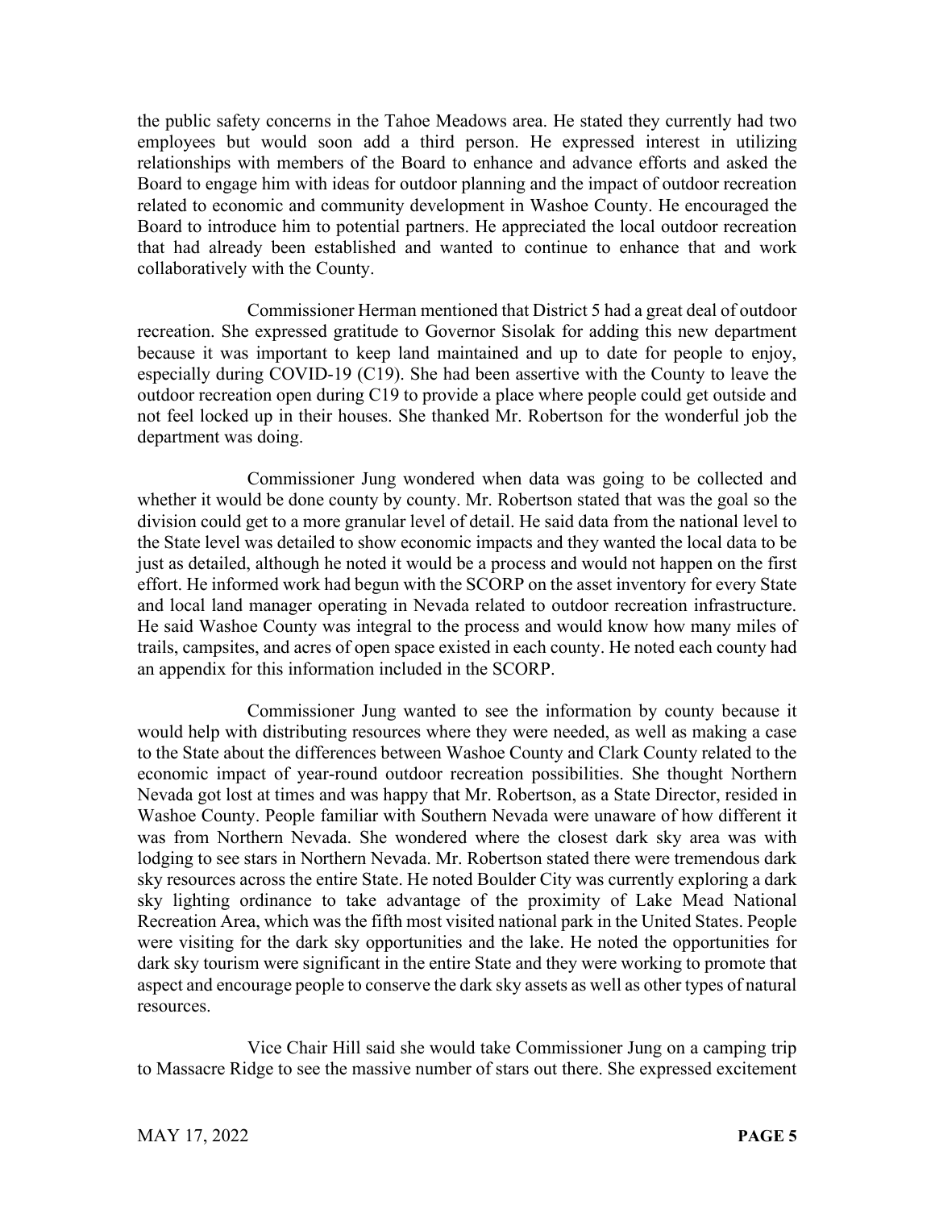the public safety concerns in the Tahoe Meadows area. He stated they currently had two employees but would soon add a third person. He expressed interest in utilizing relationships with members of the Board to enhance and advance efforts and asked the Board to engage him with ideas for outdoor planning and the impact of outdoor recreation related to economic and community development in Washoe County. He encouraged the Board to introduce him to potential partners. He appreciated the local outdoor recreation that had already been established and wanted to continue to enhance that and work collaboratively with the County.

Commissioner Herman mentioned that District 5 had a great deal of outdoor recreation. She expressed gratitude to Governor Sisolak for adding this new department because it was important to keep land maintained and up to date for people to enjoy, especially during COVID-19 (C19). She had been assertive with the County to leave the outdoor recreation open during C19 to provide a place where people could get outside and not feel locked up in their houses. She thanked Mr. Robertson for the wonderful job the department was doing.

Commissioner Jung wondered when data was going to be collected and whether it would be done county by county. Mr. Robertson stated that was the goal so the division could get to a more granular level of detail. He said data from the national level to the State level was detailed to show economic impacts and they wanted the local data to be just as detailed, although he noted it would be a process and would not happen on the first effort. He informed work had begun with the SCORP on the asset inventory for every State and local land manager operating in Nevada related to outdoor recreation infrastructure. He said Washoe County was integral to the process and would know how many miles of trails, campsites, and acres of open space existed in each county. He noted each county had an appendix for this information included in the SCORP.

Commissioner Jung wanted to see the information by county because it would help with distributing resources where they were needed, as well as making a case to the State about the differences between Washoe County and Clark County related to the economic impact of year-round outdoor recreation possibilities. She thought Northern Nevada got lost at times and was happy that Mr. Robertson, as a State Director, resided in Washoe County. People familiar with Southern Nevada were unaware of how different it was from Northern Nevada. She wondered where the closest dark sky area was with lodging to see stars in Northern Nevada. Mr. Robertson stated there were tremendous dark sky resources across the entire State. He noted Boulder City was currently exploring a dark sky lighting ordinance to take advantage of the proximity of Lake Mead National Recreation Area, which was the fifth most visited national park in the United States. People were visiting for the dark sky opportunities and the lake. He noted the opportunities for dark sky tourism were significant in the entire State and they were working to promote that aspect and encourage people to conserve the dark sky assets as well as other types of natural resources.

Vice Chair Hill said she would take Commissioner Jung on a camping trip to Massacre Ridge to see the massive number of stars out there. She expressed excitement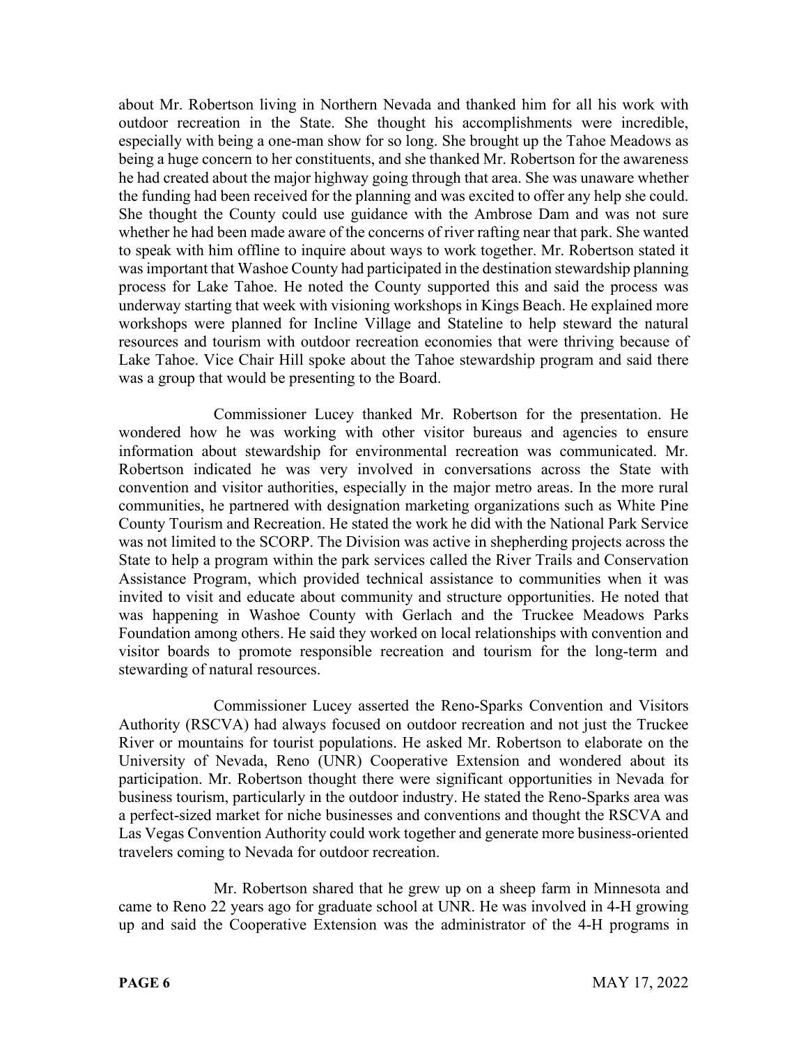about Mr. Robertson living in Northern Nevada and thanked him for all his work with outdoor recreation in the State. She thought his accomplishments were incredible, especially with being a one-man show for so long. She brought up the Tahoe Meadows as being a huge concern to her constituents, and she thanked Mr. Robertson for the awareness he had created about the major highway going through that area. She was unaware whether the funding had been received for the planning and was excited to offer any help she could. She thought the County could use guidance with the Ambrose Dam and was not sure whether he had been made aware of the concerns of river rafting near that park. She wanted to speak with him offline to inquire about ways to work together. Mr. Robertson stated it was important that Washoe County had participated in the destination stewardship planning process for Lake Tahoe. He noted the County supported this and said the process was underway starting that week with visioning workshops in Kings Beach. He explained more workshops were planned for Incline Village and Stateline to help steward the natural resources and tourism with outdoor recreation economies that were thriving because of Lake Tahoe. Vice Chair Hill spoke about the Tahoe stewardship program and said there was a group that would be presenting to the Board.

Commissioner Lucey thanked Mr. Robertson for the presentation. He wondered how he was working with other visitor bureaus and agencies to ensure information about stewardship for environmental recreation was communicated. Mr. Robertson indicated he was very involved in conversations across the State with convention and visitor authorities, especially in the major metro areas. In the more rural communities, he partnered with designation marketing organizations such as White Pine County Tourism and Recreation. He stated the work he did with the National Park Service was not limited to the SCORP. The Division was active in shepherding projects across the State to help a program within the park services called the River Trails and Conservation Assistance Program, which provided technical assistance to communities when it was invited to visit and educate about community and structure opportunities. He noted that was happening in Washoe County with Gerlach and the Truckee Meadows Parks Foundation among others. He said they worked on local relationships with convention and visitor boards to promote responsible recreation and tourism for the long-term and stewarding of natural resources.

Commissioner Lucey asserted the Reno-Sparks Convention and Visitors Authority (RSCVA) had always focused on outdoor recreation and not just the Truckee River or mountains for tourist populations. He asked Mr. Robertson to elaborate on the University of Nevada, Reno (UNR) Cooperative Extension and wondered about its participation. Mr. Robertson thought there were significant opportunities in Nevada for business tourism, particularly in the outdoor industry. He stated the Reno-Sparks area was a perfect-sized market for niche businesses and conventions and thought the RSCVA and Las Vegas Convention Authority could work together and generate more business-oriented travelers coming to Nevada for outdoor recreation.

Mr. Robertson shared that he grew up on a sheep farm in Minnesota and came to Reno 22 years ago for graduate school at UNR. He was involved in 4-H growing up and said the Cooperative Extension was the administrator of the 4-H programs in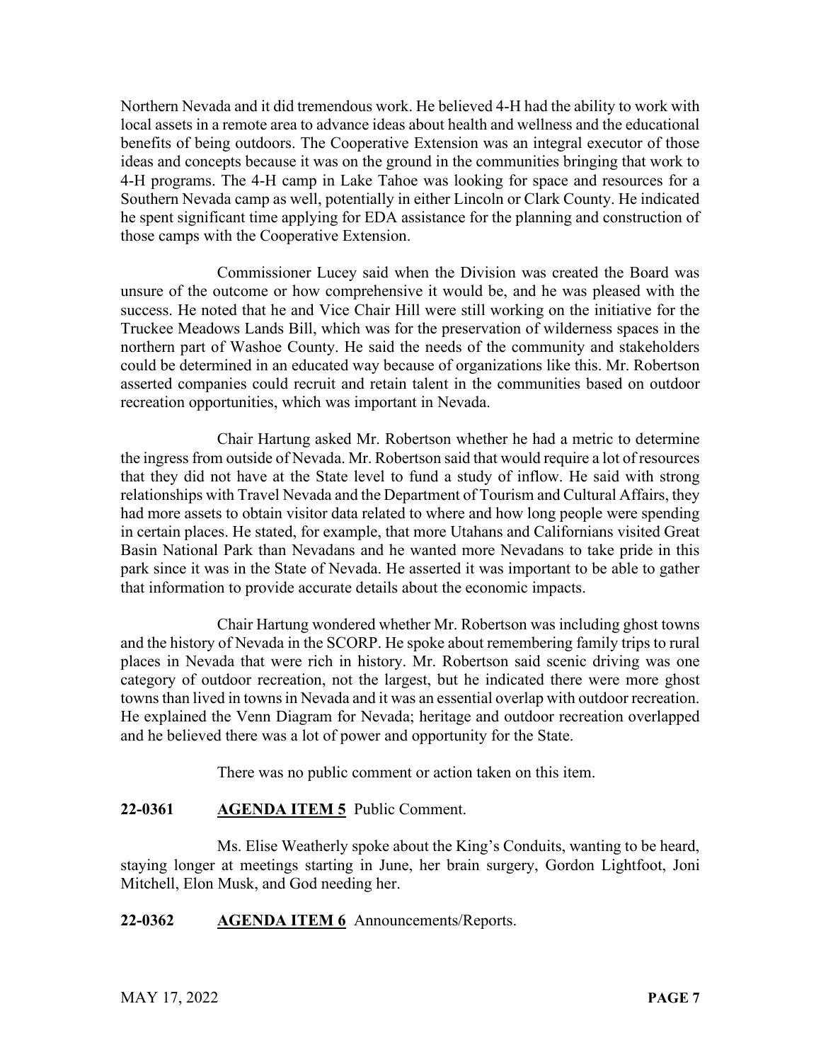Northern Nevada and it did tremendous work. He believed 4-H had the ability to work with local assets in a remote area to advance ideas about health and wellness and the educational benefits of being outdoors. The Cooperative Extension was an integral executor of those ideas and concepts because it was on the ground in the communities bringing that work to 4-H programs. The 4-H camp in Lake Tahoe was looking for space and resources for a Southern Nevada camp as well, potentially in either Lincoln or Clark County. He indicated he spent significant time applying for EDA assistance for the planning and construction of those camps with the Cooperative Extension.

Commissioner Lucey said when the Division was created the Board was unsure of the outcome or how comprehensive it would be, and he was pleased with the success. He noted that he and Vice Chair Hill were still working on the initiative for the Truckee Meadows Lands Bill, which was for the preservation of wilderness spaces in the northern part of Washoe County. He said the needs of the community and stakeholders could be determined in an educated way because of organizations like this. Mr. Robertson asserted companies could recruit and retain talent in the communities based on outdoor recreation opportunities, which was important in Nevada.

Chair Hartung asked Mr. Robertson whether he had a metric to determine the ingress from outside of Nevada. Mr. Robertson said that would require a lot of resources that they did not have at the State level to fund a study of inflow. He said with strong relationships with Travel Nevada and the Department of Tourism and Cultural Affairs, they had more assets to obtain visitor data related to where and how long people were spending in certain places. He stated, for example, that more Utahans and Californians visited Great Basin National Park than Nevadans and he wanted more Nevadans to take pride in this park since it was in the State of Nevada. He asserted it was important to be able to gather that information to provide accurate details about the economic impacts.

Chair Hartung wondered whether Mr. Robertson was including ghost towns and the history of Nevada in the SCORP. He spoke about remembering family trips to rural places in Nevada that were rich in history. Mr. Robertson said scenic driving was one category of outdoor recreation, not the largest, but he indicated there were more ghost towns than lived in towns in Nevada and it was an essential overlap with outdoor recreation. He explained the Venn Diagram for Nevada; heritage and outdoor recreation overlapped and he believed there was a lot of power and opportunity for the State.

There was no public comment or action taken on this item.

**22-0361 AGENDA ITEM 5** Public Comment.

Ms. Elise Weatherly spoke about the King's Conduits, wanting to be heard, staying longer at meetings starting in June, her brain surgery, Gordon Lightfoot, Joni Mitchell, Elon Musk, and God needing her.

**22-0362 AGENDA ITEM 6** Announcements/Reports.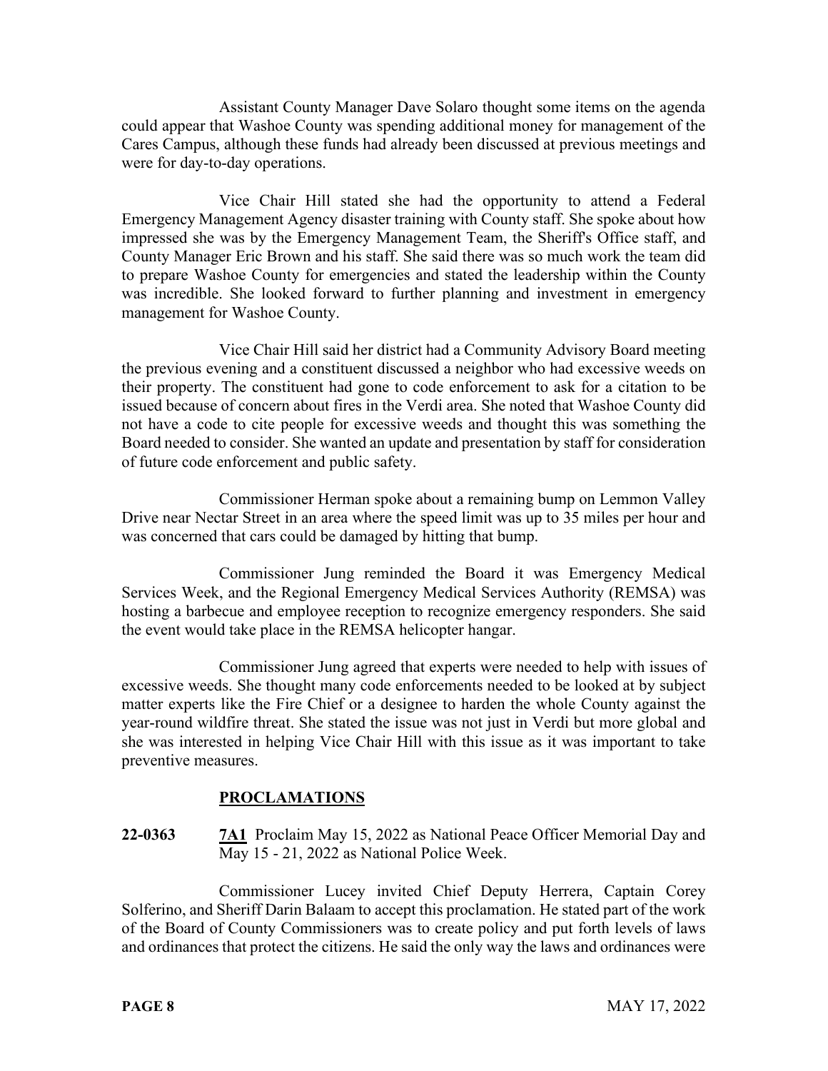Assistant County Manager Dave Solaro thought some items on the agenda could appear that Washoe County was spending additional money for management of the Cares Campus, although these funds had already been discussed at previous meetings and were for day-to-day operations.

Vice Chair Hill stated she had the opportunity to attend a Federal Emergency Management Agency disaster training with County staff. She spoke about how impressed she was by the Emergency Management Team, the Sheriff's Office staff, and County Manager Eric Brown and his staff. She said there was so much work the team did to prepare Washoe County for emergencies and stated the leadership within the County was incredible. She looked forward to further planning and investment in emergency management for Washoe County.

Vice Chair Hill said her district had a Community Advisory Board meeting the previous evening and a constituent discussed a neighbor who had excessive weeds on their property. The constituent had gone to code enforcement to ask for a citation to be issued because of concern about fires in the Verdi area. She noted that Washoe County did not have a code to cite people for excessive weeds and thought this was something the Board needed to consider. She wanted an update and presentation by staff for consideration of future code enforcement and public safety.

Commissioner Herman spoke about a remaining bump on Lemmon Valley Drive near Nectar Street in an area where the speed limit was up to 35 miles per hour and was concerned that cars could be damaged by hitting that bump.

Commissioner Jung reminded the Board it was Emergency Medical Services Week, and the Regional Emergency Medical Services Authority (REMSA) was hosting a barbecue and employee reception to recognize emergency responders. She said the event would take place in the REMSA helicopter hangar.

Commissioner Jung agreed that experts were needed to help with issues of excessive weeds. She thought many code enforcements needed to be looked at by subject matter experts like the Fire Chief or a designee to harden the whole County against the year-round wildfire threat. She stated the issue was not just in Verdi but more global and she was interested in helping Vice Chair Hill with this issue as it was important to take preventive measures.

## PROCLAMATIONS

**22-0363** **7A1** Proclaim May 15, 2022 as National Peace Officer Memorial Day and May 15 - 21, 2022 as National Police Week.

Commissioner Lucey invited Chief Deputy Herrera, Captain Corey Solferino, and Sheriff Darin Balaam to accept this proclamation. He stated part of the work of the Board of County Commissioners was to create policy and put forth levels of laws and ordinances that protect the citizens. He said the only way the laws and ordinances were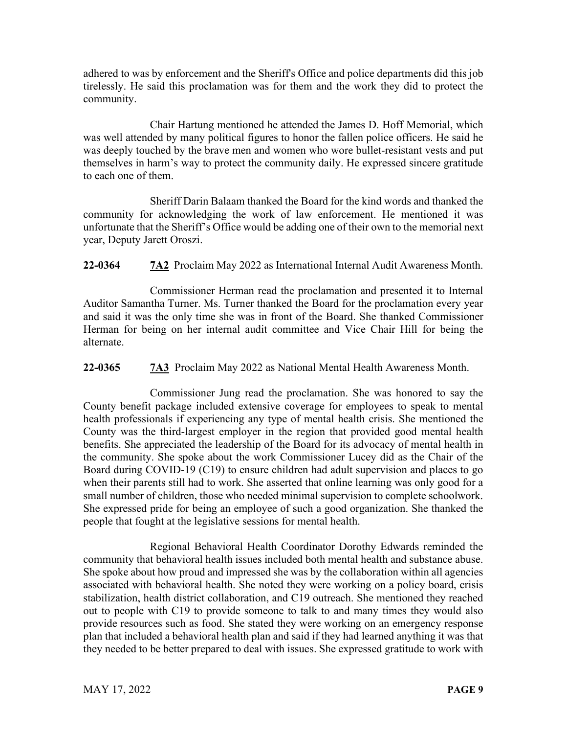adhered to was by enforcement and the Sheriff's Office and police departments did this job tirelessly. He said this proclamation was for them and the work they did to protect the community.

Chair Hartung mentioned he attended the James D. Hoff Memorial, which was well attended by many political figures to honor the fallen police officers. He said he was deeply touched by the brave men and women who wore bullet-resistant vests and put themselves in harm's way to protect the community daily. He expressed sincere gratitude to each one of them.

Sheriff Darin Balaam thanked the Board for the kind words and thanked the community for acknowledging the work of law enforcement. He mentioned it was unfortunate that the Sheriff's Office would be adding one of their own to the memorial next year, Deputy Jarett Oroszi.

**22-0364** **7A2** Proclaim May 2022 as International Internal Audit Awareness Month.

Commissioner Herman read the proclamation and presented it to Internal Auditor Samantha Turner. Ms. Turner thanked the Board for the proclamation every year and said it was the only time she was in front of the Board. She thanked Commissioner Herman for being on her internal audit committee and Vice Chair Hill for being the alternate.

**22-0365** **7A3** Proclaim May 2022 as National Mental Health Awareness Month.

Commissioner Jung read the proclamation. She was honored to say the County benefit package included extensive coverage for employees to speak to mental health professionals if experiencing any type of mental health crisis. She mentioned the County was the third-largest employer in the region that provided good mental health benefits. She appreciated the leadership of the Board for its advocacy of mental health in the community. She spoke about the work Commissioner Lucey did as the Chair of the Board during COVID-19 (C19) to ensure children had adult supervision and places to go when their parents still had to work. She asserted that online learning was only good for a small number of children, those who needed minimal supervision to complete schoolwork. She expressed pride for being an employee of such a good organization. She thanked the people that fought at the legislative sessions for mental health.

Regional Behavioral Health Coordinator Dorothy Edwards reminded the community that behavioral health issues included both mental health and substance abuse. She spoke about how proud and impressed she was by the collaboration within all agencies associated with behavioral health. She noted they were working on a policy board, crisis stabilization, health district collaboration, and C19 outreach. She mentioned they reached out to people with C19 to provide someone to talk to and many times they would also provide resources such as food. She stated they were working on an emergency response plan that included a behavioral health plan and said if they had learned anything it was that they needed to be better prepared to deal with issues. She expressed gratitude to work with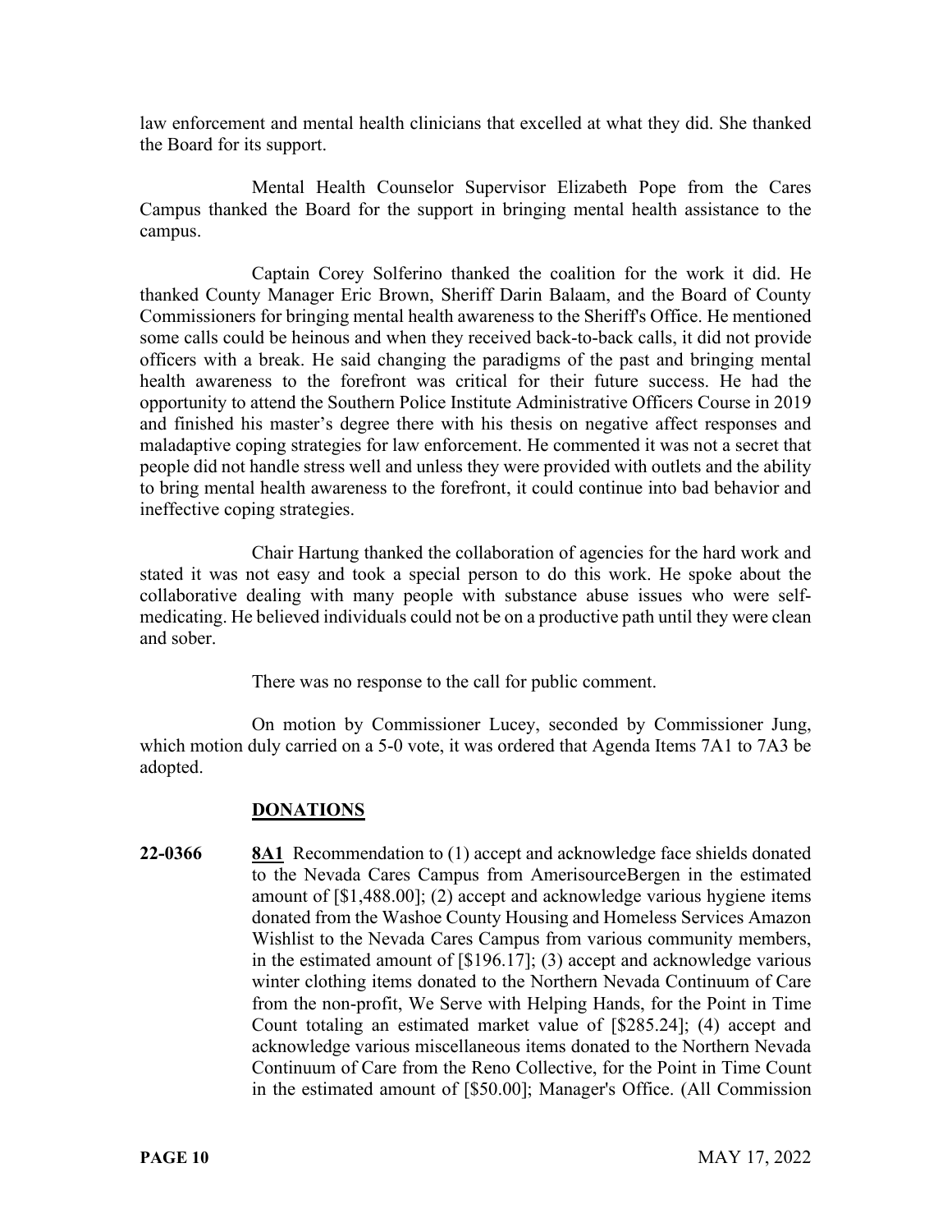law enforcement and mental health clinicians that excelled at what they did. She thanked the Board for its support.

Mental Health Counselor Supervisor Elizabeth Pope from the Cares Campus thanked the Board for the support in bringing mental health assistance to the campus.

Captain Corey Solferino thanked the coalition for the work it did. He thanked County Manager Eric Brown, Sheriff Darin Balaam, and the Board of County Commissioners for bringing mental health awareness to the Sheriff's Office. He mentioned some calls could be heinous and when they received back-to-back calls, it did not provide officers with a break. He said changing the paradigms of the past and bringing mental health awareness to the forefront was critical for their future success. He had the opportunity to attend the Southern Police Institute Administrative Officers Course in 2019 and finished his master's degree there with his thesis on negative affect responses and maladaptive coping strategies for law enforcement. He commented it was not a secret that people did not handle stress well and unless they were provided with outlets and the ability to bring mental health awareness to the forefront, it could continue into bad behavior and ineffective coping strategies.

Chair Hartung thanked the collaboration of agencies for the hard work and stated it was not easy and took a special person to do this work. He spoke about the collaborative dealing with many people with substance abuse issues who were self-medicating. He believed individuals could not be on a productive path until they were clean and sober.

There was no response to the call for public comment.

On motion by Commissioner Lucey, seconded by Commissioner Jung, which motion duly carried on a 5-0 vote, it was ordered that Agenda Items 7A1 to 7A3 be adopted.

## DONATIONS

**22-0366** **8A1** Recommendation to (1) accept and acknowledge face shields donated to the Nevada Cares Campus from AmerisourceBergen in the estimated amount of [$1,488.00]; (2) accept and acknowledge various hygiene items donated from the Washoe County Housing and Homeless Services Amazon Wishlist to the Nevada Cares Campus from various community members, in the estimated amount of [$196.17]; (3) accept and acknowledge various winter clothing items donated to the Northern Nevada Continuum of Care from the non-profit, We Serve with Helping Hands, for the Point in Time Count totaling an estimated market value of [$285.24]; (4) accept and acknowledge various miscellaneous items donated to the Northern Nevada Continuum of Care from the Reno Collective, for the Point in Time Count in the estimated amount of [$50.00]; Manager's Office. (All Commission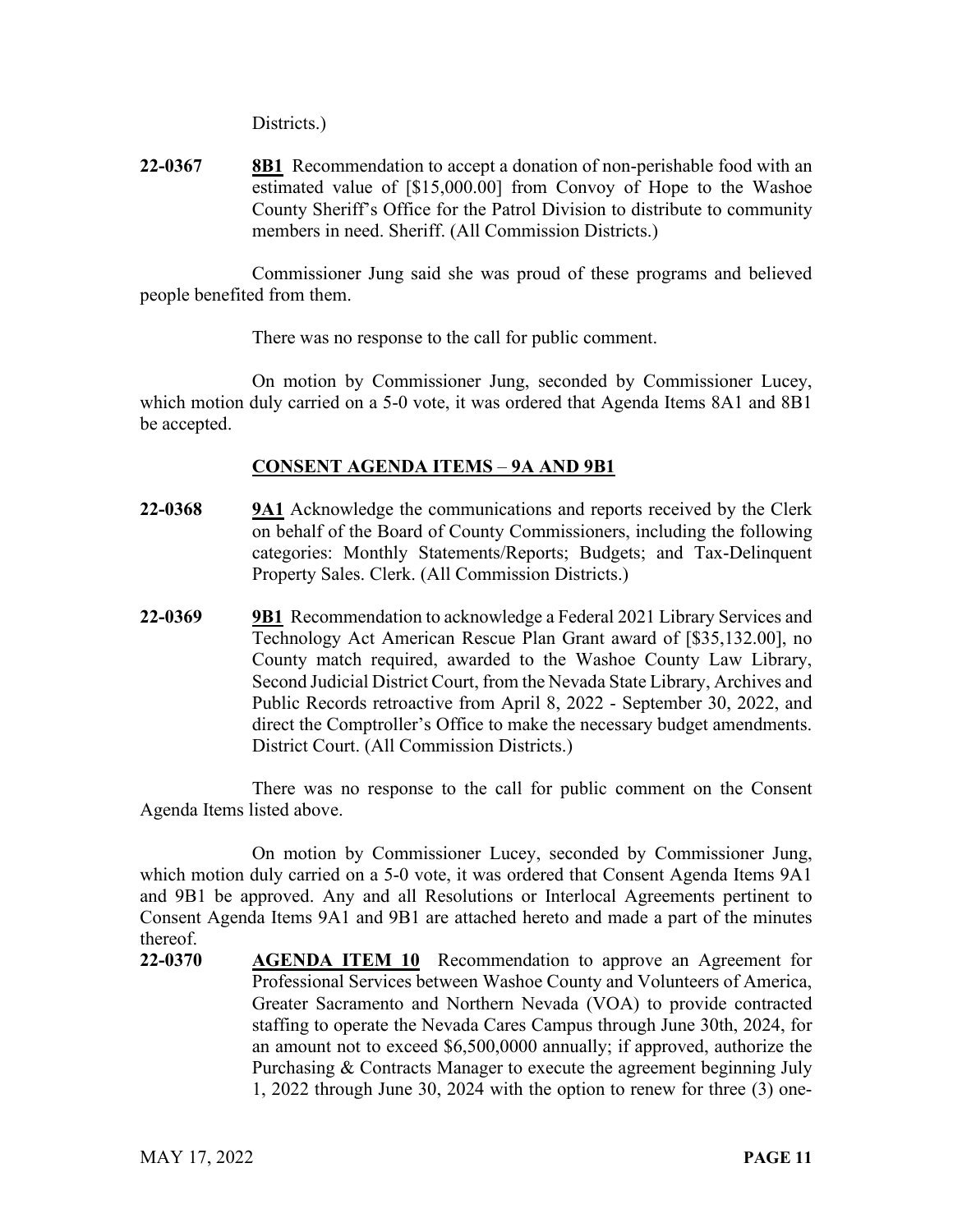Districts.)

**22-0367** **8B1** Recommendation to accept a donation of non-perishable food with an estimated value of [$15,000.00] from Convoy of Hope to the Washoe County Sheriff's Office for the Patrol Division to distribute to community members in need. Sheriff. (All Commission Districts.)

Commissioner Jung said she was proud of these programs and believed people benefited from them.

There was no response to the call for public comment.

On motion by Commissioner Jung, seconded by Commissioner Lucey, which motion duly carried on a 5-0 vote, it was ordered that Agenda Items 8A1 and 8B1 be accepted.

## CONSENT AGENDA ITEMS – 9A AND 9B1

**22-0368** **9A1** Acknowledge the communications and reports received by the Clerk on behalf of the Board of County Commissioners, including the following categories: Monthly Statements/Reports; Budgets; and Tax-Delinquent Property Sales. Clerk. (All Commission Districts.)

**22-0369** **9B1** Recommendation to acknowledge a Federal 2021 Library Services and Technology Act American Rescue Plan Grant award of [$35,132.00], no County match required, awarded to the Washoe County Law Library, Second Judicial District Court, from the Nevada State Library, Archives and Public Records retroactive from April 8, 2022 - September 30, 2022, and direct the Comptroller's Office to make the necessary budget amendments. District Court. (All Commission Districts.)

There was no response to the call for public comment on the Consent Agenda Items listed above.

On motion by Commissioner Lucey, seconded by Commissioner Jung, which motion duly carried on a 5-0 vote, it was ordered that Consent Agenda Items 9A1 and 9B1 be approved. Any and all Resolutions or Interlocal Agreements pertinent to Consent Agenda Items 9A1 and 9B1 are attached hereto and made a part of the minutes thereof.

**22-0370** **AGENDA ITEM 10** Recommendation to approve an Agreement for Professional Services between Washoe County and Volunteers of America, Greater Sacramento and Northern Nevada (VOA) to provide contracted staffing to operate the Nevada Cares Campus through June 30th, 2024, for an amount not to exceed $6,500,0000 annually; if approved, authorize the Purchasing & Contracts Manager to execute the agreement beginning July 1, 2022 through June 30, 2024 with the option to renew for three (3) one-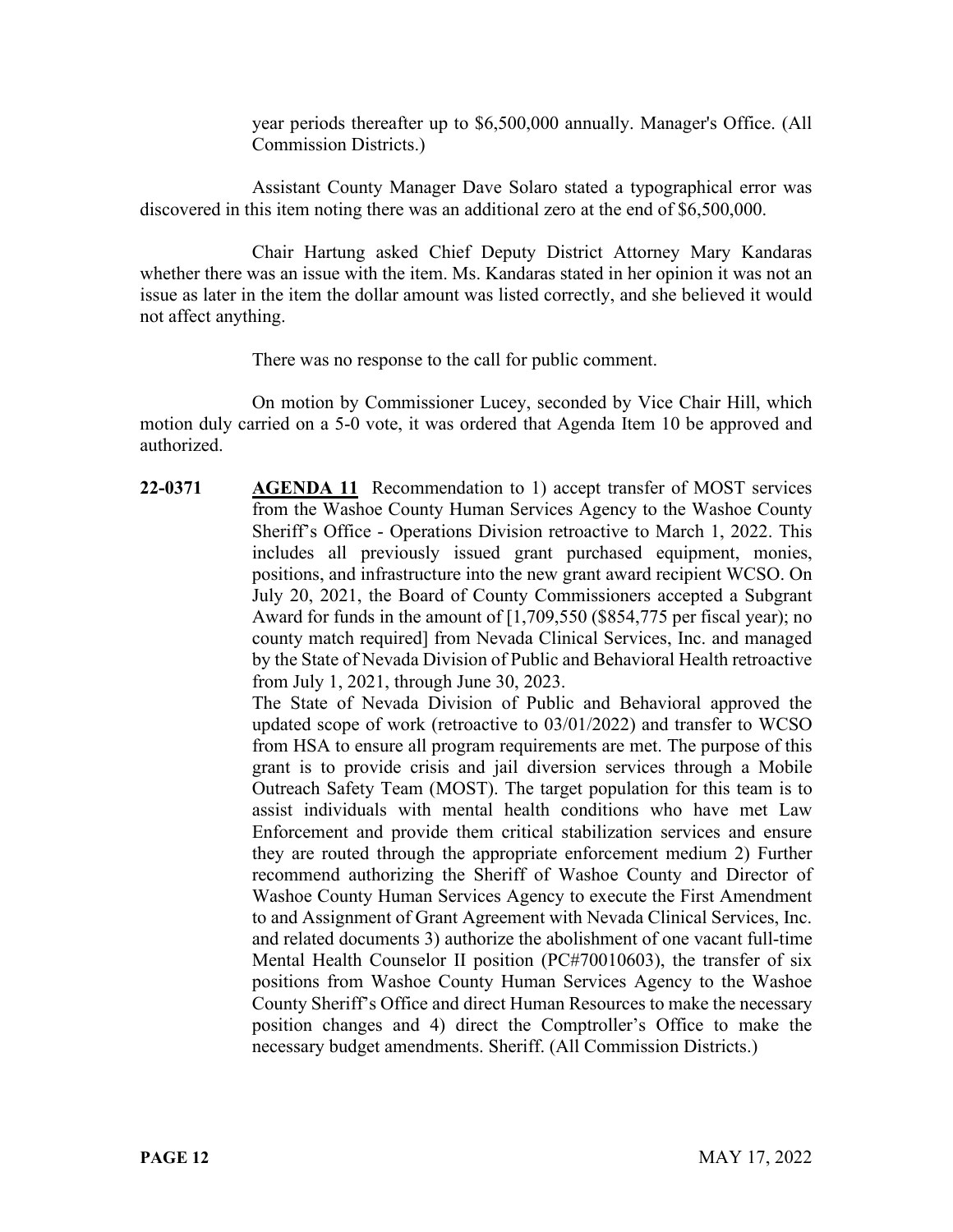year periods thereafter up to $6,500,000 annually. Manager's Office. (All Commission Districts.)

Assistant County Manager Dave Solaro stated a typographical error was discovered in this item noting there was an additional zero at the end of $6,500,000.

Chair Hartung asked Chief Deputy District Attorney Mary Kandaras whether there was an issue with the item. Ms. Kandaras stated in her opinion it was not an issue as later in the item the dollar amount was listed correctly, and she believed it would not affect anything.

There was no response to the call for public comment.

On motion by Commissioner Lucey, seconded by Vice Chair Hill, which motion duly carried on a 5-0 vote, it was ordered that Agenda Item 10 be approved and authorized.

**22-0371** **AGENDA 11** Recommendation to 1) accept transfer of MOST services from the Washoe County Human Services Agency to the Washoe County Sheriff's Office - Operations Division retroactive to March 1, 2022. This includes all previously issued grant purchased equipment, monies, positions, and infrastructure into the new grant award recipient WCSO. On July 20, 2021, the Board of County Commissioners accepted a Subgrant Award for funds in the amount of [1,709,550 ($854,775 per fiscal year); no county match required] from Nevada Clinical Services, Inc. and managed by the State of Nevada Division of Public and Behavioral Health retroactive from July 1, 2021, through June 30, 2023.

The State of Nevada Division of Public and Behavioral approved the updated scope of work (retroactive to 03/01/2022) and transfer to WCSO from HSA to ensure all program requirements are met. The purpose of this grant is to provide crisis and jail diversion services through a Mobile Outreach Safety Team (MOST). The target population for this team is to assist individuals with mental health conditions who have met Law Enforcement and provide them critical stabilization services and ensure they are routed through the appropriate enforcement medium 2) Further recommend authorizing the Sheriff of Washoe County and Director of Washoe County Human Services Agency to execute the First Amendment to and Assignment of Grant Agreement with Nevada Clinical Services, Inc. and related documents 3) authorize the abolishment of one vacant full-time Mental Health Counselor II position (PC#70010603), the transfer of six positions from Washoe County Human Services Agency to the Washoe County Sheriff's Office and direct Human Resources to make the necessary position changes and 4) direct the Comptroller's Office to make the necessary budget amendments. Sheriff. (All Commission Districts.)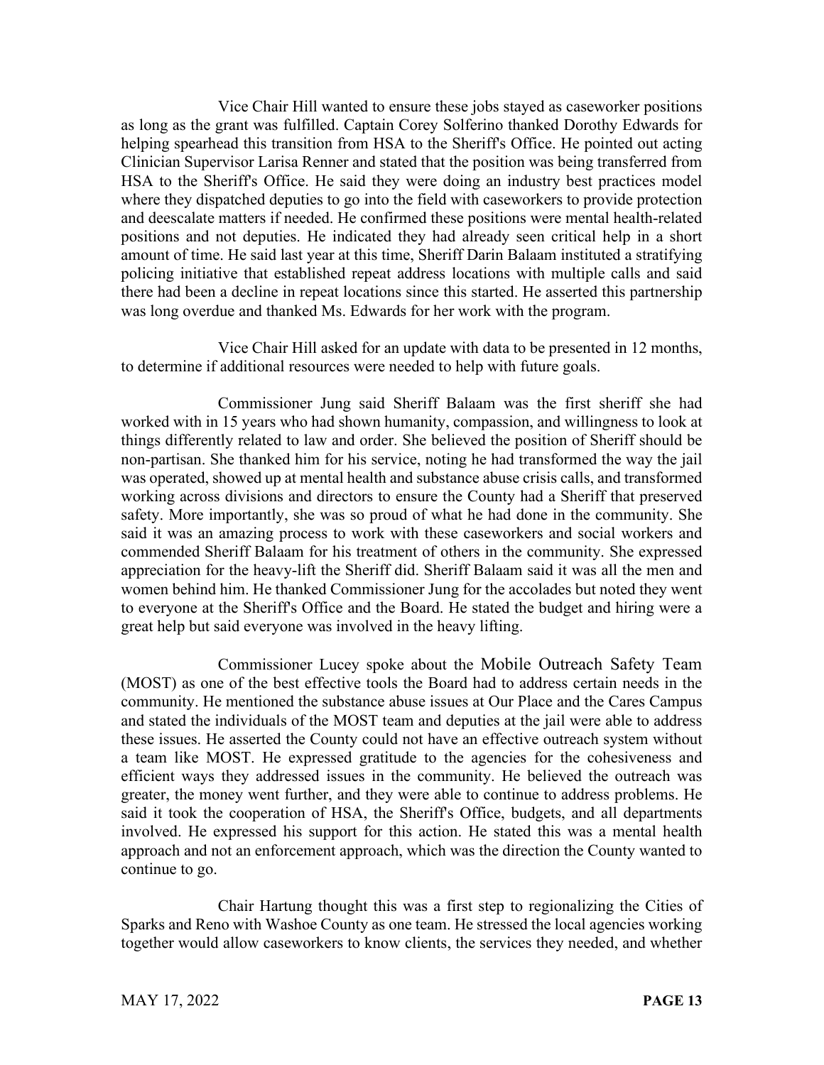Vice Chair Hill wanted to ensure these jobs stayed as caseworker positions as long as the grant was fulfilled. Captain Corey Solferino thanked Dorothy Edwards for helping spearhead this transition from HSA to the Sheriff's Office. He pointed out acting Clinician Supervisor Larisa Renner and stated that the position was being transferred from HSA to the Sheriff's Office. He said they were doing an industry best practices model where they dispatched deputies to go into the field with caseworkers to provide protection and deescalate matters if needed. He confirmed these positions were mental health-related positions and not deputies. He indicated they had already seen critical help in a short amount of time. He said last year at this time, Sheriff Darin Balaam instituted a stratifying policing initiative that established repeat address locations with multiple calls and said there had been a decline in repeat locations since this started. He asserted this partnership was long overdue and thanked Ms. Edwards for her work with the program.

Vice Chair Hill asked for an update with data to be presented in 12 months, to determine if additional resources were needed to help with future goals.

Commissioner Jung said Sheriff Balaam was the first sheriff she had worked with in 15 years who had shown humanity, compassion, and willingness to look at things differently related to law and order. She believed the position of Sheriff should be non-partisan. She thanked him for his service, noting he had transformed the way the jail was operated, showed up at mental health and substance abuse crisis calls, and transformed working across divisions and directors to ensure the County had a Sheriff that preserved safety. More importantly, she was so proud of what he had done in the community. She said it was an amazing process to work with these caseworkers and social workers and commended Sheriff Balaam for his treatment of others in the community. She expressed appreciation for the heavy-lift the Sheriff did. Sheriff Balaam said it was all the men and women behind him. He thanked Commissioner Jung for the accolades but noted they went to everyone at the Sheriff's Office and the Board. He stated the budget and hiring were a great help but said everyone was involved in the heavy lifting.

Commissioner Lucey spoke about the Mobile Outreach Safety Team (MOST) as one of the best effective tools the Board had to address certain needs in the community. He mentioned the substance abuse issues at Our Place and the Cares Campus and stated the individuals of the MOST team and deputies at the jail were able to address these issues. He asserted the County could not have an effective outreach system without a team like MOST. He expressed gratitude to the agencies for the cohesiveness and efficient ways they addressed issues in the community. He believed the outreach was greater, the money went further, and they were able to continue to address problems. He said it took the cooperation of HSA, the Sheriff's Office, budgets, and all departments involved. He expressed his support for this action. He stated this was a mental health approach and not an enforcement approach, which was the direction the County wanted to continue to go.

Chair Hartung thought this was a first step to regionalizing the Cities of Sparks and Reno with Washoe County as one team. He stressed the local agencies working together would allow caseworkers to know clients, the services they needed, and whether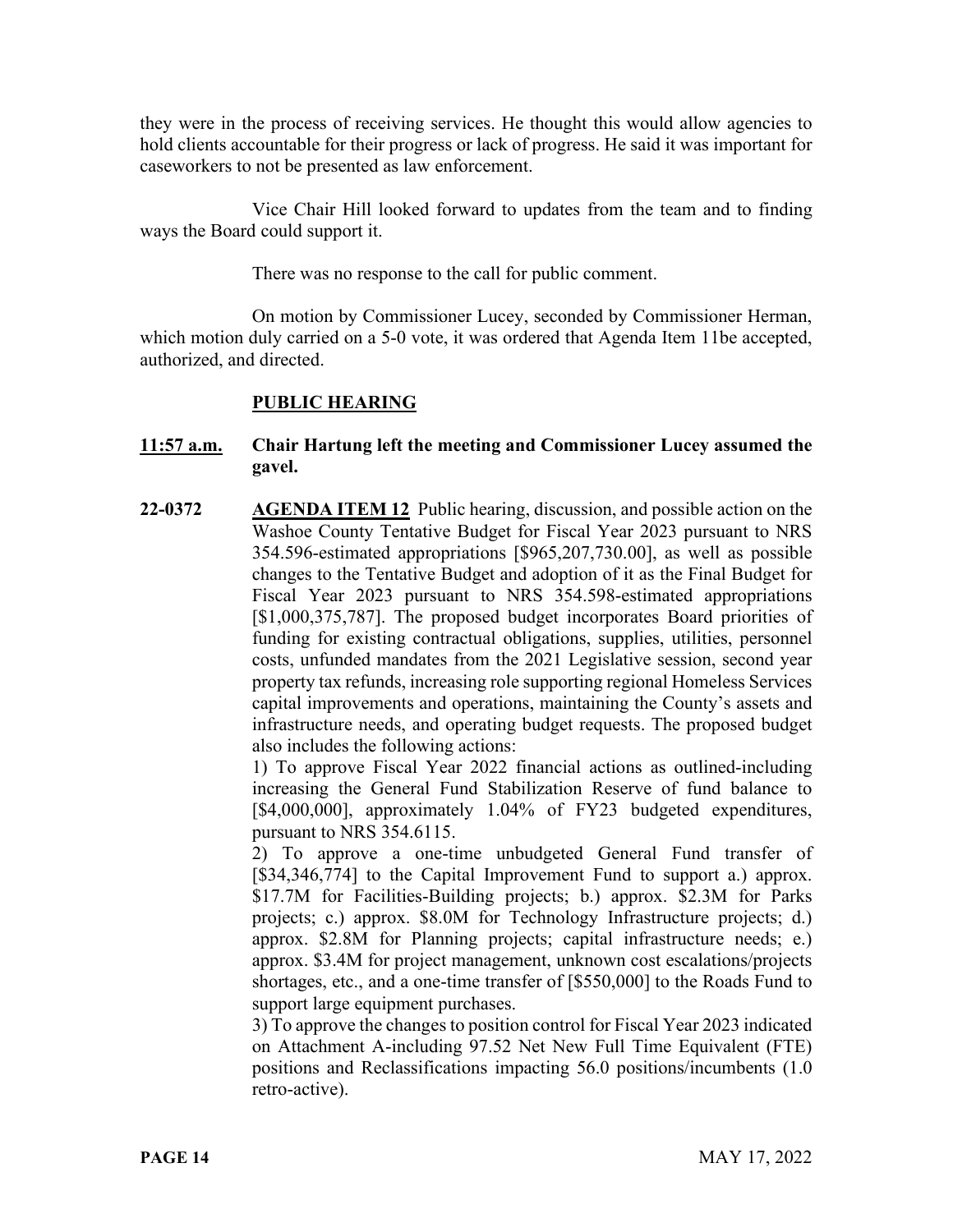they were in the process of receiving services. He thought this would allow agencies to hold clients accountable for their progress or lack of progress. He said it was important for caseworkers to not be presented as law enforcement.

Vice Chair Hill looked forward to updates from the team and to finding ways the Board could support it.

There was no response to the call for public comment.

On motion by Commissioner Lucey, seconded by Commissioner Herman, which motion duly carried on a 5-0 vote, it was ordered that Agenda Item 11be accepted, authorized, and directed.

**PUBLIC HEARING**

**11:57 a.m.** **Chair Hartung left the meeting and Commissioner Lucey assumed the gavel.**

**22-0372** **AGENDA ITEM 12** Public hearing, discussion, and possible action on the Washoe County Tentative Budget for Fiscal Year 2023 pursuant to NRS 354.596-estimated appropriations [$965,207,730.00], as well as possible changes to the Tentative Budget and adoption of it as the Final Budget for Fiscal Year 2023 pursuant to NRS 354.598-estimated appropriations [$1,000,375,787]. The proposed budget incorporates Board priorities of funding for existing contractual obligations, supplies, utilities, personnel costs, unfunded mandates from the 2021 Legislative session, second year property tax refunds, increasing role supporting regional Homeless Services capital improvements and operations, maintaining the County's assets and infrastructure needs, and operating budget requests. The proposed budget also includes the following actions:

1) To approve Fiscal Year 2022 financial actions as outlined-including increasing the General Fund Stabilization Reserve of fund balance to [$4,000,000], approximately 1.04% of FY23 budgeted expenditures, pursuant to NRS 354.6115.

2) To approve a one-time unbudgeted General Fund transfer of [$34,346,774] to the Capital Improvement Fund to support a.) approx. $17.7M for Facilities-Building projects; b.) approx. $2.3M for Parks projects; c.) approx. $8.0M for Technology Infrastructure projects; d.) approx. $2.8M for Planning projects; capital infrastructure needs; e.) approx. $3.4M for project management, unknown cost escalations/projects shortages, etc., and a one-time transfer of [$550,000] to the Roads Fund to support large equipment purchases.

3) To approve the changes to position control for Fiscal Year 2023 indicated on Attachment A-including 97.52 Net New Full Time Equivalent (FTE) positions and Reclassifications impacting 56.0 positions/incumbents (1.0 retro-active).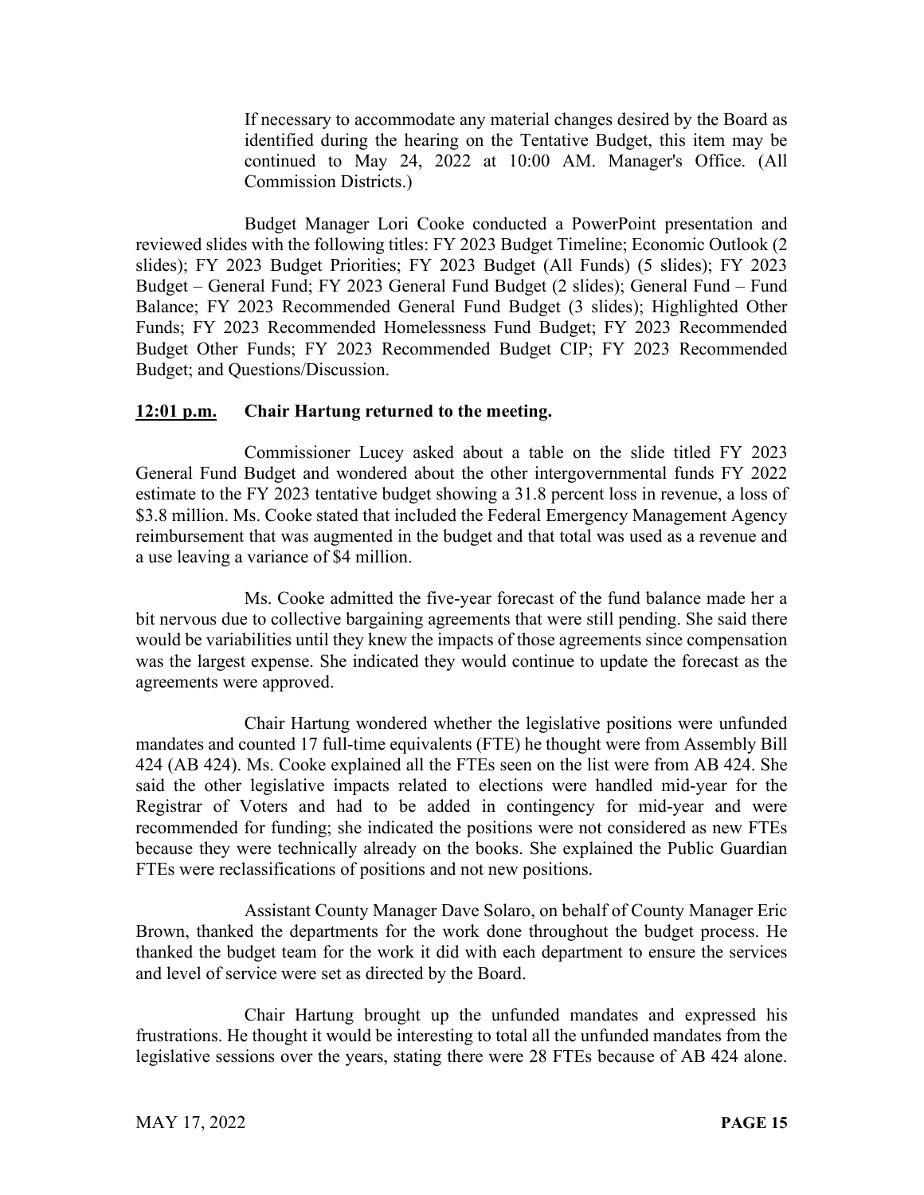If necessary to accommodate any material changes desired by the Board as identified during the hearing on the Tentative Budget, this item may be continued to May 24, 2022 at 10:00 AM. Manager's Office. (All Commission Districts.)

Budget Manager Lori Cooke conducted a PowerPoint presentation and reviewed slides with the following titles: FY 2023 Budget Timeline; Economic Outlook (2 slides); FY 2023 Budget Priorities; FY 2023 Budget (All Funds) (5 slides); FY 2023 Budget – General Fund; FY 2023 General Fund Budget (2 slides); General Fund – Fund Balance; FY 2023 Recommended General Fund Budget (3 slides); Highlighted Other Funds; FY 2023 Recommended Homelessness Fund Budget; FY 2023 Recommended Budget Other Funds; FY 2023 Recommended Budget CIP; FY 2023 Recommended Budget; and Questions/Discussion.

**12:01 p.m. Chair Hartung returned to the meeting.**

Commissioner Lucey asked about a table on the slide titled FY 2023 General Fund Budget and wondered about the other intergovernmental funds FY 2022 estimate to the FY 2023 tentative budget showing a 31.8 percent loss in revenue, a loss of $3.8 million. Ms. Cooke stated that included the Federal Emergency Management Agency reimbursement that was augmented in the budget and that total was used as a revenue and a use leaving a variance of $4 million.

Ms. Cooke admitted the five-year forecast of the fund balance made her a bit nervous due to collective bargaining agreements that were still pending. She said there would be variabilities until they knew the impacts of those agreements since compensation was the largest expense. She indicated they would continue to update the forecast as the agreements were approved.

Chair Hartung wondered whether the legislative positions were unfunded mandates and counted 17 full-time equivalents (FTE) he thought were from Assembly Bill 424 (AB 424). Ms. Cooke explained all the FTEs seen on the list were from AB 424. She said the other legislative impacts related to elections were handled mid-year for the Registrar of Voters and had to be added in contingency for mid-year and were recommended for funding; she indicated the positions were not considered as new FTEs because they were technically already on the books. She explained the Public Guardian FTEs were reclassifications of positions and not new positions.

Assistant County Manager Dave Solaro, on behalf of County Manager Eric Brown, thanked the departments for the work done throughout the budget process. He thanked the budget team for the work it did with each department to ensure the services and level of service were set as directed by the Board.

Chair Hartung brought up the unfunded mandates and expressed his frustrations. He thought it would be interesting to total all the unfunded mandates from the legislative sessions over the years, stating there were 28 FTEs because of AB 424 alone.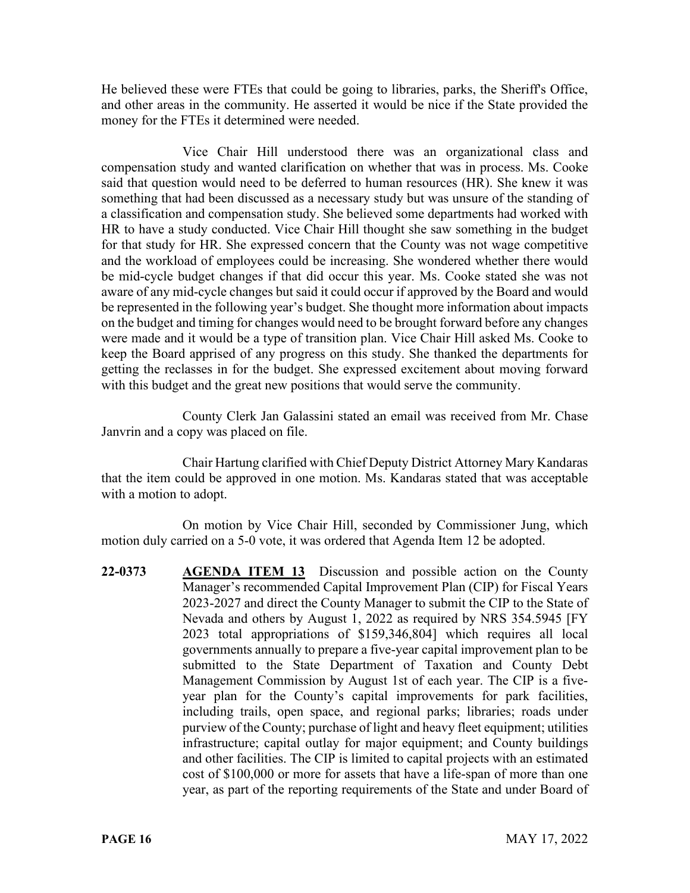He believed these were FTEs that could be going to libraries, parks, the Sheriff's Office, and other areas in the community. He asserted it would be nice if the State provided the money for the FTEs it determined were needed.

Vice Chair Hill understood there was an organizational class and compensation study and wanted clarification on whether that was in process. Ms. Cooke said that question would need to be deferred to human resources (HR). She knew it was something that had been discussed as a necessary study but was unsure of the standing of a classification and compensation study. She believed some departments had worked with HR to have a study conducted. Vice Chair Hill thought she saw something in the budget for that study for HR. She expressed concern that the County was not wage competitive and the workload of employees could be increasing. She wondered whether there would be mid-cycle budget changes if that did occur this year. Ms. Cooke stated she was not aware of any mid-cycle changes but said it could occur if approved by the Board and would be represented in the following year's budget. She thought more information about impacts on the budget and timing for changes would need to be brought forward before any changes were made and it would be a type of transition plan. Vice Chair Hill asked Ms. Cooke to keep the Board apprised of any progress on this study. She thanked the departments for getting the reclasses in for the budget. She expressed excitement about moving forward with this budget and the great new positions that would serve the community.

County Clerk Jan Galassini stated an email was received from Mr. Chase Janvrin and a copy was placed on file.

Chair Hartung clarified with Chief Deputy District Attorney Mary Kandaras that the item could be approved in one motion. Ms. Kandaras stated that was acceptable with a motion to adopt.

On motion by Vice Chair Hill, seconded by Commissioner Jung, which motion duly carried on a 5-0 vote, it was ordered that Agenda Item 12 be adopted.

**22-0373** **AGENDA ITEM 13** Discussion and possible action on the County Manager's recommended Capital Improvement Plan (CIP) for Fiscal Years 2023-2027 and direct the County Manager to submit the CIP to the State of Nevada and others by August 1, 2022 as required by NRS 354.5945 [FY 2023 total appropriations of $159,346,804] which requires all local governments annually to prepare a five-year capital improvement plan to be submitted to the State Department of Taxation and County Debt Management Commission by August 1st of each year. The CIP is a five-year plan for the County's capital improvements for park facilities, including trails, open space, and regional parks; libraries; roads under purview of the County; purchase of light and heavy fleet equipment; utilities infrastructure; capital outlay for major equipment; and County buildings and other facilities. The CIP is limited to capital projects with an estimated cost of $100,000 or more for assets that have a life-span of more than one year, as part of the reporting requirements of the State and under Board of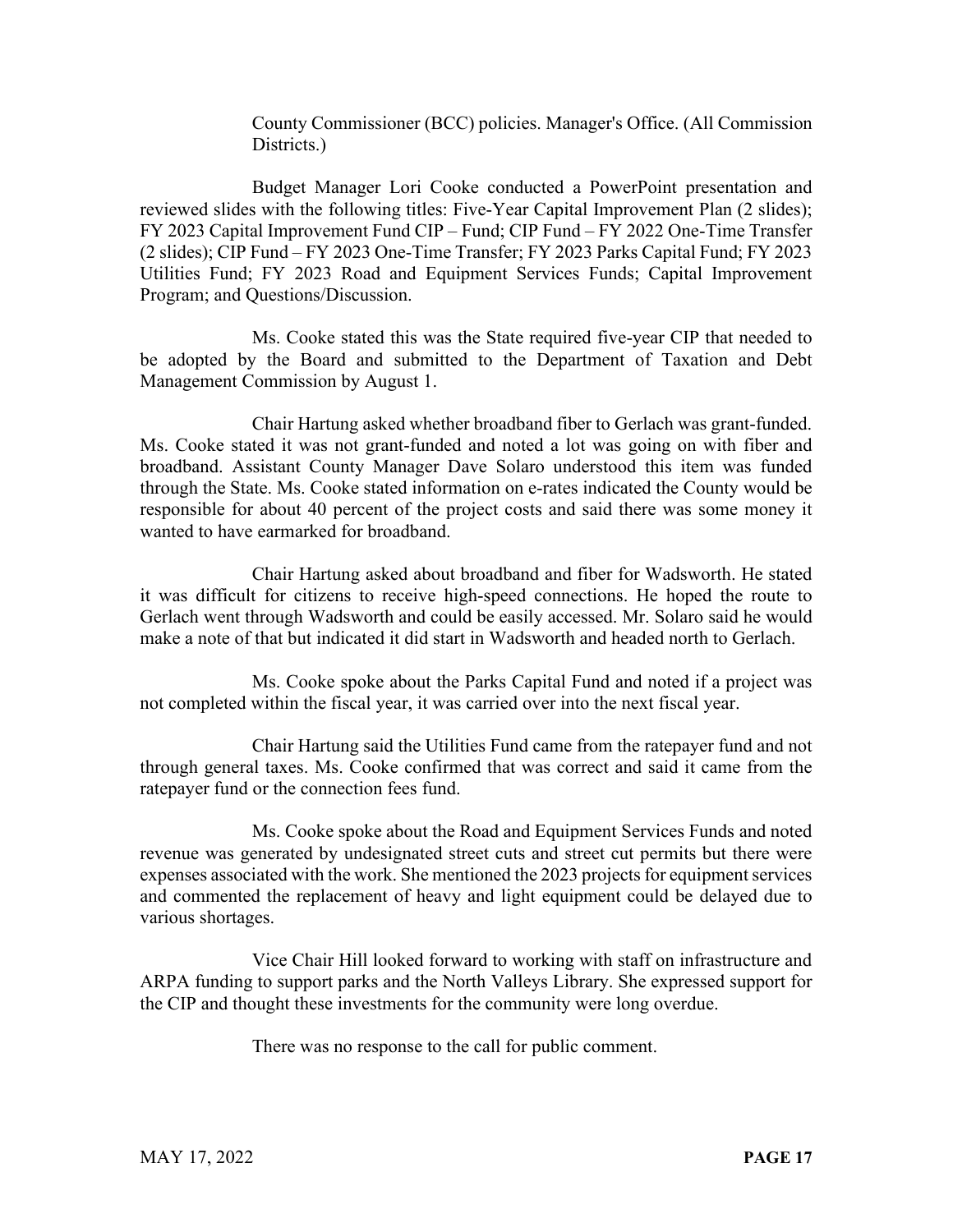County Commissioner (BCC) policies. Manager's Office. (All Commission Districts.)

Budget Manager Lori Cooke conducted a PowerPoint presentation and reviewed slides with the following titles: Five-Year Capital Improvement Plan (2 slides); FY 2023 Capital Improvement Fund CIP – Fund; CIP Fund – FY 2022 One-Time Transfer (2 slides); CIP Fund – FY 2023 One-Time Transfer; FY 2023 Parks Capital Fund; FY 2023 Utilities Fund; FY 2023 Road and Equipment Services Funds; Capital Improvement Program; and Questions/Discussion.

Ms. Cooke stated this was the State required five-year CIP that needed to be adopted by the Board and submitted to the Department of Taxation and Debt Management Commission by August 1.

Chair Hartung asked whether broadband fiber to Gerlach was grant-funded. Ms. Cooke stated it was not grant-funded and noted a lot was going on with fiber and broadband. Assistant County Manager Dave Solaro understood this item was funded through the State. Ms. Cooke stated information on e-rates indicated the County would be responsible for about 40 percent of the project costs and said there was some money it wanted to have earmarked for broadband.

Chair Hartung asked about broadband and fiber for Wadsworth. He stated it was difficult for citizens to receive high-speed connections. He hoped the route to Gerlach went through Wadsworth and could be easily accessed. Mr. Solaro said he would make a note of that but indicated it did start in Wadsworth and headed north to Gerlach.

Ms. Cooke spoke about the Parks Capital Fund and noted if a project was not completed within the fiscal year, it was carried over into the next fiscal year.

Chair Hartung said the Utilities Fund came from the ratepayer fund and not through general taxes. Ms. Cooke confirmed that was correct and said it came from the ratepayer fund or the connection fees fund.

Ms. Cooke spoke about the Road and Equipment Services Funds and noted revenue was generated by undesignated street cuts and street cut permits but there were expenses associated with the work. She mentioned the 2023 projects for equipment services and commented the replacement of heavy and light equipment could be delayed due to various shortages.

Vice Chair Hill looked forward to working with staff on infrastructure and ARPA funding to support parks and the North Valleys Library. She expressed support for the CIP and thought these investments for the community were long overdue.

There was no response to the call for public comment.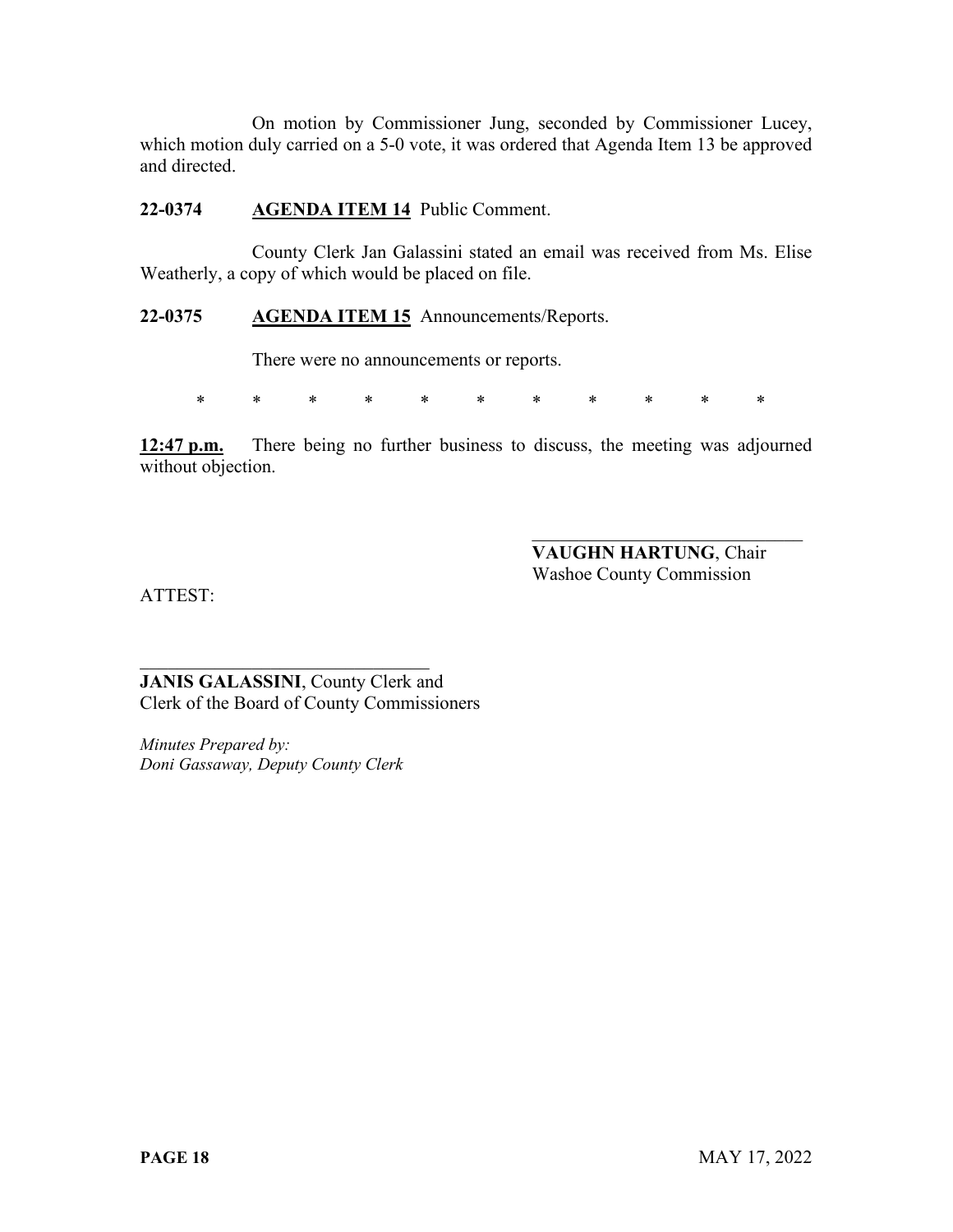On motion by Commissioner Jung, seconded by Commissioner Lucey, which motion duly carried on a 5-0 vote, it was ordered that Agenda Item 13 be approved and directed.

**22-0374** **AGENDA ITEM 14** Public Comment.

County Clerk Jan Galassini stated an email was received from Ms. Elise Weatherly, a copy of which would be placed on file.

**22-0375** **AGENDA ITEM 15** Announcements/Reports.

There were no announcements or reports.

\* \* \* \* \* \* \* \* \* \* \*

**12:47 p.m.** There being no further business to discuss, the meeting was adjourned without objection.

\_\_\_\_\_\_\_\_\_\_\_\_\_\_\_\_\_\_\_\_\_\_\_\_\_\_\_\_\_\_
**VAUGHN HARTUNG**, Chair
Washoe County Commission

ATTEST:

\_\_\_\_\_\_\_\_\_\_\_\_\_\_\_\_\_\_\_\_\_\_\_\_\_\_\_\_\_\_
**JANIS GALASSINI**, County Clerk and
Clerk of the Board of County Commissioners

*Minutes Prepared by:*
*Doni Gassaway, Deputy County Clerk*